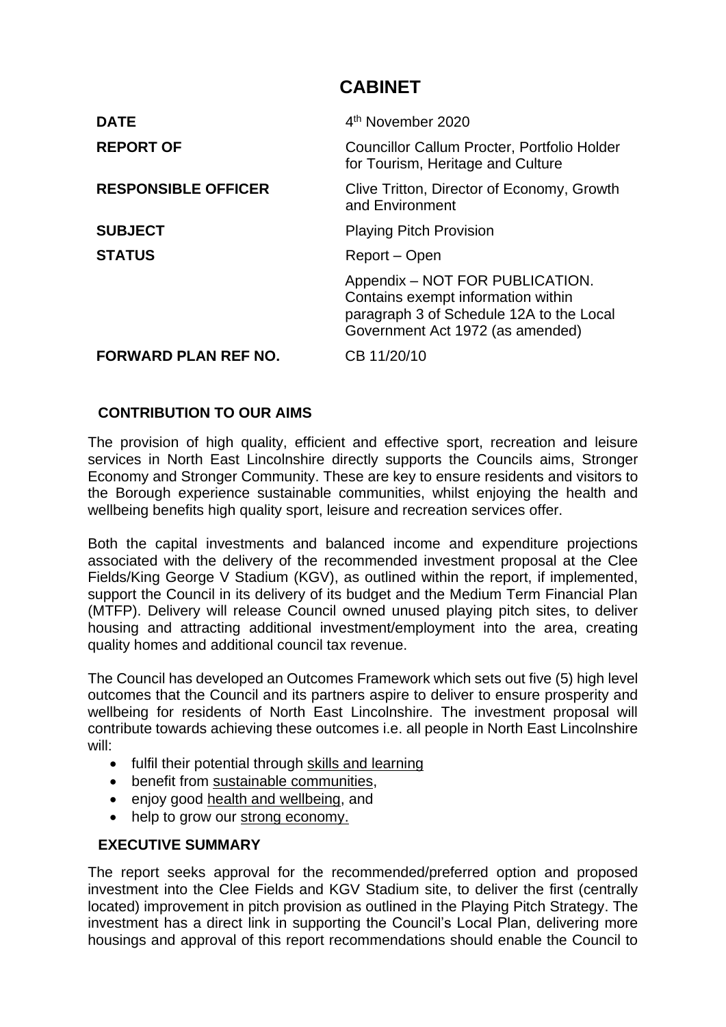# CABINET

| | |
|---|---|
| **DATE** | 4th November 2020 |
| **REPORT OF** | Councillor Callum Procter, Portfolio Holder for Tourism, Heritage and Culture |
| **RESPONSIBLE OFFICER** | Clive Tritton, Director of Economy, Growth and Environment |
| **SUBJECT** | Playing Pitch Provision |
| **STATUS** | Report – Open<br><br>Appendix – NOT FOR PUBLICATION. Contains exempt information within paragraph 3 of Schedule 12A to the Local Government Act 1972 (as amended) |
| **FORWARD PLAN REF NO.** | CB 11/20/10 |

## CONTRIBUTION TO OUR AIMS

The provision of high quality, efficient and effective sport, recreation and leisure services in North East Lincolnshire directly supports the Councils aims, Stronger Economy and Stronger Community. These are key to ensure residents and visitors to the Borough experience sustainable communities, whilst enjoying the health and wellbeing benefits high quality sport, leisure and recreation services offer.

Both the capital investments and balanced income and expenditure projections associated with the delivery of the recommended investment proposal at the Clee Fields/King George V Stadium (KGV), as outlined within the report, if implemented, support the Council in its delivery of its budget and the Medium Term Financial Plan (MTFP). Delivery will release Council owned unused playing pitch sites, to deliver housing and attracting additional investment/employment into the area, creating quality homes and additional council tax revenue.

The Council has developed an Outcomes Framework which sets out five (5) high level outcomes that the Council and its partners aspire to deliver to ensure prosperity and wellbeing for residents of North East Lincolnshire. The investment proposal will contribute towards achieving these outcomes i.e. all people in North East Lincolnshire will:

- fulfil their potential through skills and learning
- benefit from sustainable communities,
- enjoy good health and wellbeing, and
- help to grow our strong economy.

## EXECUTIVE SUMMARY

The report seeks approval for the recommended/preferred option and proposed investment into the Clee Fields and KGV Stadium site, to deliver the first (centrally located) improvement in pitch provision as outlined in the Playing Pitch Strategy. The investment has a direct link in supporting the Council's Local Plan, delivering more housings and approval of this report recommendations should enable the Council to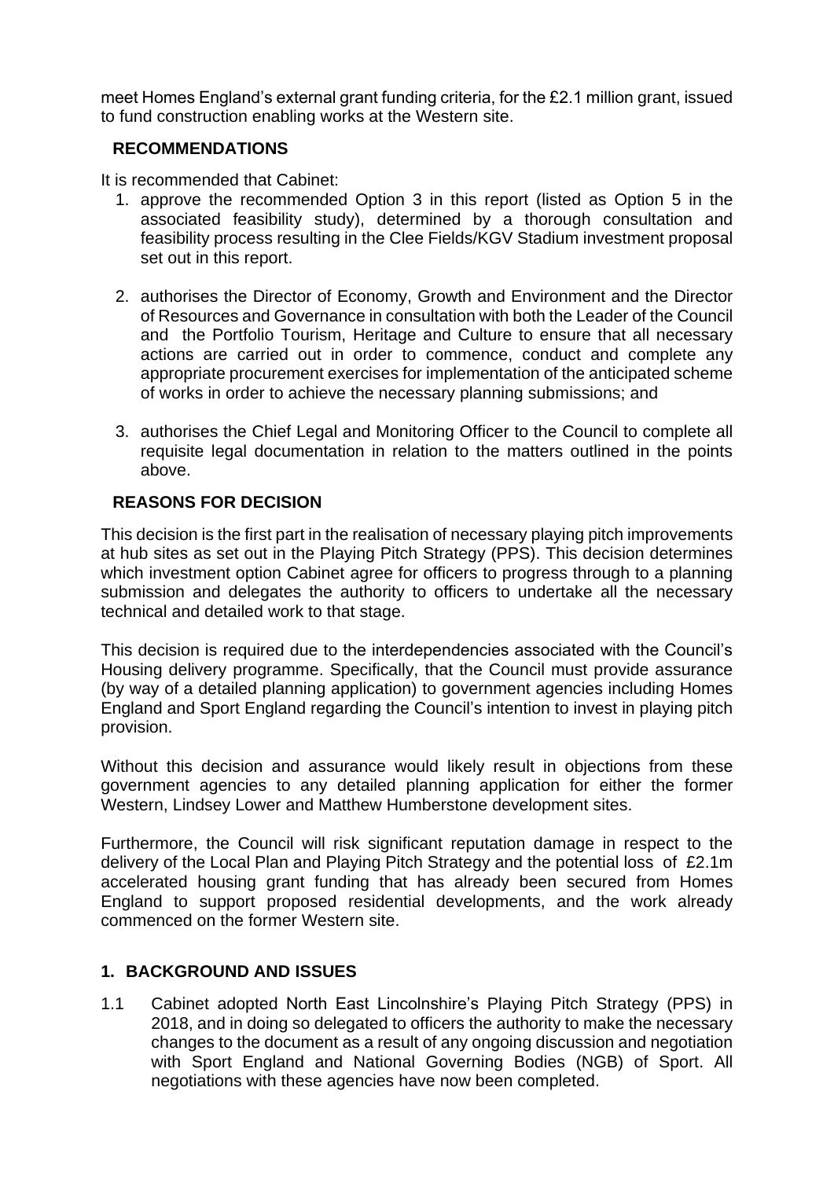meet Homes England's external grant funding criteria, for the £2.1 million grant, issued to fund construction enabling works at the Western site.

## RECOMMENDATIONS

It is recommended that Cabinet:

1. approve the recommended Option 3 in this report (listed as Option 5 in the associated feasibility study), determined by a thorough consultation and feasibility process resulting in the Clee Fields/KGV Stadium investment proposal set out in this report.

2. authorises the Director of Economy, Growth and Environment and the Director of Resources and Governance in consultation with both the Leader of the Council and the Portfolio Tourism, Heritage and Culture to ensure that all necessary actions are carried out in order to commence, conduct and complete any appropriate procurement exercises for implementation of the anticipated scheme of works in order to achieve the necessary planning submissions; and

3. authorises the Chief Legal and Monitoring Officer to the Council to complete all requisite legal documentation in relation to the matters outlined in the points above.

## REASONS FOR DECISION

This decision is the first part in the realisation of necessary playing pitch improvements at hub sites as set out in the Playing Pitch Strategy (PPS). This decision determines which investment option Cabinet agree for officers to progress through to a planning submission and delegates the authority to officers to undertake all the necessary technical and detailed work to that stage.

This decision is required due to the interdependencies associated with the Council's Housing delivery programme. Specifically, that the Council must provide assurance (by way of a detailed planning application) to government agencies including Homes England and Sport England regarding the Council's intention to invest in playing pitch provision.

Without this decision and assurance would likely result in objections from these government agencies to any detailed planning application for either the former Western, Lindsey Lower and Matthew Humberstone development sites.

Furthermore, the Council will risk significant reputation damage in respect to the delivery of the Local Plan and Playing Pitch Strategy and the potential loss of £2.1m accelerated housing grant funding that has already been secured from Homes England to support proposed residential developments, and the work already commenced on the former Western site.

## 1. BACKGROUND AND ISSUES

1.1 Cabinet adopted North East Lincolnshire's Playing Pitch Strategy (PPS) in 2018, and in doing so delegated to officers the authority to make the necessary changes to the document as a result of any ongoing discussion and negotiation with Sport England and National Governing Bodies (NGB) of Sport. All negotiations with these agencies have now been completed.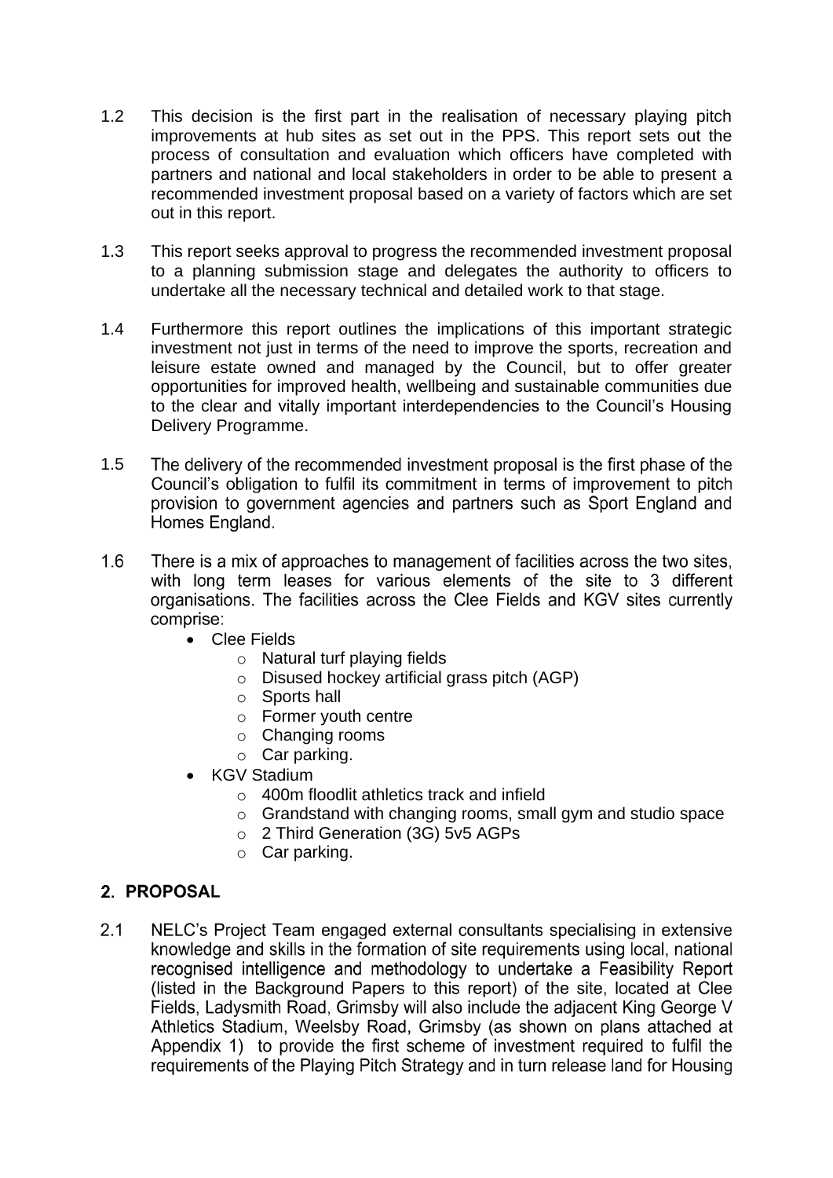1.2 This decision is the first part in the realisation of necessary playing pitch improvements at hub sites as set out in the PPS. This report sets out the process of consultation and evaluation which officers have completed with partners and national and local stakeholders in order to be able to present a recommended investment proposal based on a variety of factors which are set out in this report.

1.3 This report seeks approval to progress the recommended investment proposal to a planning submission stage and delegates the authority to officers to undertake all the necessary technical and detailed work to that stage.

1.4 Furthermore this report outlines the implications of this important strategic investment not just in terms of the need to improve the sports, recreation and leisure estate owned and managed by the Council, but to offer greater opportunities for improved health, wellbeing and sustainable communities due to the clear and vitally important interdependencies to the Council's Housing Delivery Programme.

1.5 The delivery of the recommended investment proposal is the first phase of the Council's obligation to fulfil its commitment in terms of improvement to pitch provision to government agencies and partners such as Sport England and Homes England.

1.6 There is a mix of approaches to management of facilities across the two sites, with long term leases for various elements of the site to 3 different organisations. The facilities across the Clee Fields and KGV sites currently comprise:

- Clee Fields
  - Natural turf playing fields
  - Disused hockey artificial grass pitch (AGP)
  - Sports hall
  - Former youth centre
  - Changing rooms
  - Car parking.
- KGV Stadium
  - 400m floodlit athletics track and infield
  - Grandstand with changing rooms, small gym and studio space
  - 2 Third Generation (3G) 5v5 AGPs
  - Car parking.

## 2. PROPOSAL

2.1 NELC's Project Team engaged external consultants specialising in extensive knowledge and skills in the formation of site requirements using local, national recognised intelligence and methodology to undertake a Feasibility Report (listed in the Background Papers to this report) of the site, located at Clee Fields, Ladysmith Road, Grimsby will also include the adjacent King George V Athletics Stadium, Weelsby Road, Grimsby (as shown on plans attached at Appendix 1) to provide the first scheme of investment required to fulfil the requirements of the Playing Pitch Strategy and in turn release land for Housing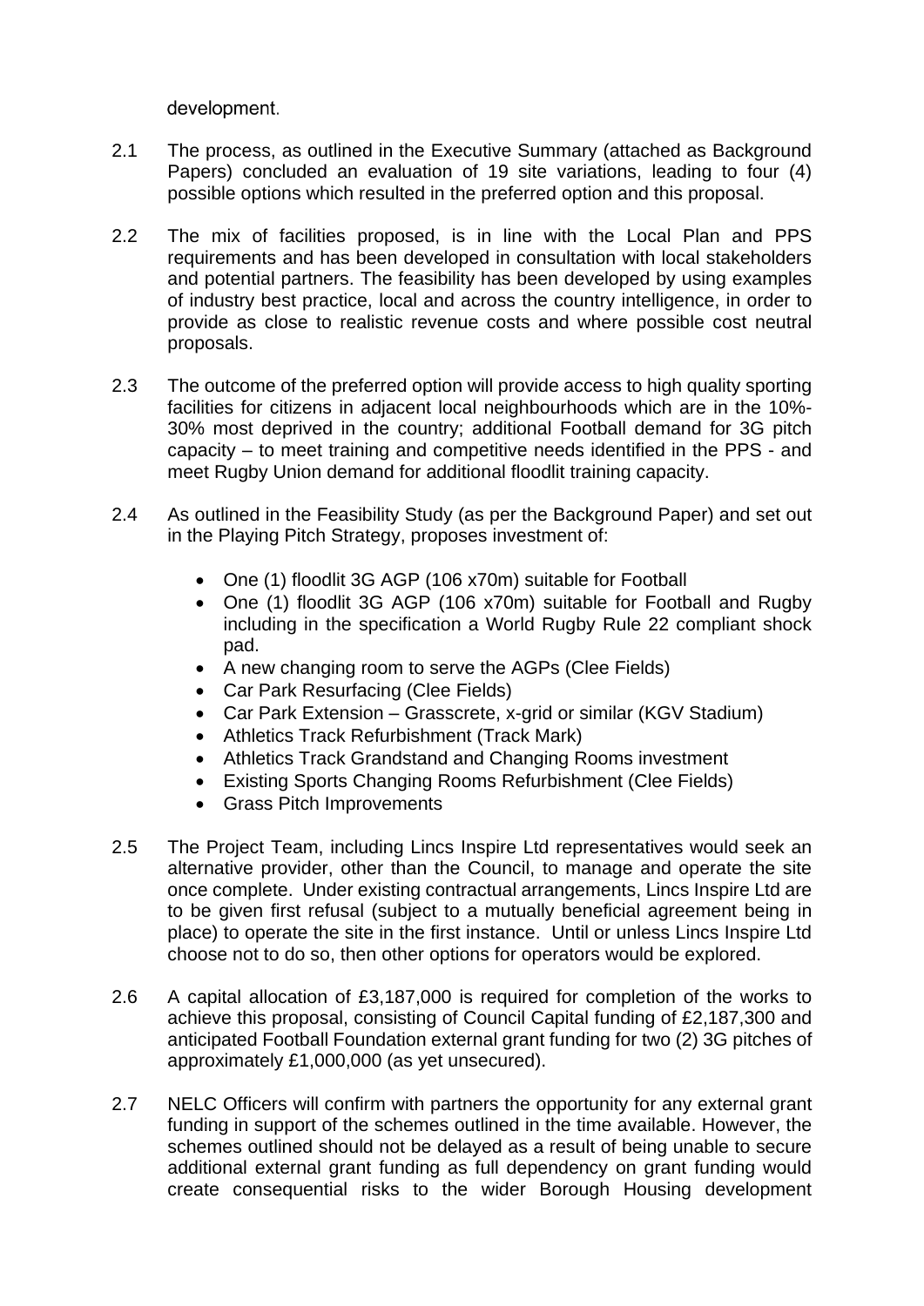development.

2.1 The process, as outlined in the Executive Summary (attached as Background Papers) concluded an evaluation of 19 site variations, leading to four (4) possible options which resulted in the preferred option and this proposal.

2.2 The mix of facilities proposed, is in line with the Local Plan and PPS requirements and has been developed in consultation with local stakeholders and potential partners. The feasibility has been developed by using examples of industry best practice, local and across the country intelligence, in order to provide as close to realistic revenue costs and where possible cost neutral proposals.

2.3 The outcome of the preferred option will provide access to high quality sporting facilities for citizens in adjacent local neighbourhoods which are in the 10%-30% most deprived in the country; additional Football demand for 3G pitch capacity – to meet training and competitive needs identified in the PPS - and meet Rugby Union demand for additional floodlit training capacity.

2.4 As outlined in the Feasibility Study (as per the Background Paper) and set out in the Playing Pitch Strategy, proposes investment of:

- One (1) floodlit 3G AGP (106 x70m) suitable for Football
- One (1) floodlit 3G AGP (106 x70m) suitable for Football and Rugby including in the specification a World Rugby Rule 22 compliant shock pad.
- A new changing room to serve the AGPs (Clee Fields)
- Car Park Resurfacing (Clee Fields)
- Car Park Extension – Grasscrete, x-grid or similar (KGV Stadium)
- Athletics Track Refurbishment (Track Mark)
- Athletics Track Grandstand and Changing Rooms investment
- Existing Sports Changing Rooms Refurbishment (Clee Fields)
- Grass Pitch Improvements

2.5 The Project Team, including Lincs Inspire Ltd representatives would seek an alternative provider, other than the Council, to manage and operate the site once complete. Under existing contractual arrangements, Lincs Inspire Ltd are to be given first refusal (subject to a mutually beneficial agreement being in place) to operate the site in the first instance. Until or unless Lincs Inspire Ltd choose not to do so, then other options for operators would be explored.

2.6 A capital allocation of £3,187,000 is required for completion of the works to achieve this proposal, consisting of Council Capital funding of £2,187,300 and anticipated Football Foundation external grant funding for two (2) 3G pitches of approximately £1,000,000 (as yet unsecured).

2.7 NELC Officers will confirm with partners the opportunity for any external grant funding in support of the schemes outlined in the time available. However, the schemes outlined should not be delayed as a result of being unable to secure additional external grant funding as full dependency on grant funding would create consequential risks to the wider Borough Housing development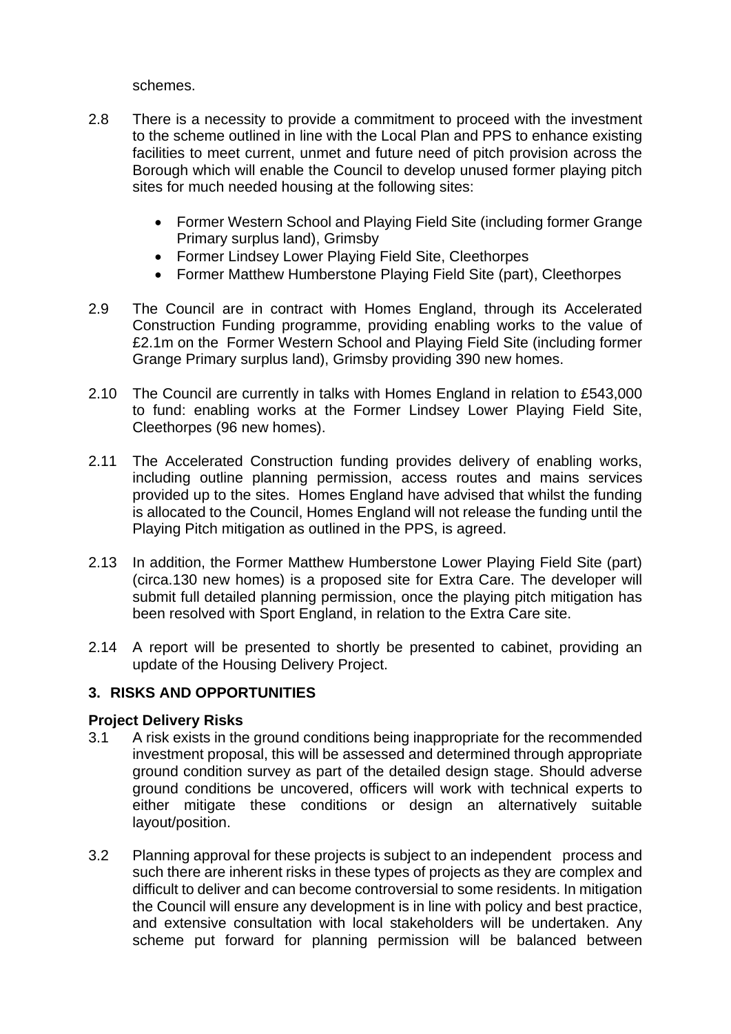schemes.

2.8 There is a necessity to provide a commitment to proceed with the investment to the scheme outlined in line with the Local Plan and PPS to enhance existing facilities to meet current, unmet and future need of pitch provision across the Borough which will enable the Council to develop unused former playing pitch sites for much needed housing at the following sites:

- Former Western School and Playing Field Site (including former Grange Primary surplus land), Grimsby
- Former Lindsey Lower Playing Field Site, Cleethorpes
- Former Matthew Humberstone Playing Field Site (part), Cleethorpes

2.9 The Council are in contract with Homes England, through its Accelerated Construction Funding programme, providing enabling works to the value of £2.1m on the Former Western School and Playing Field Site (including former Grange Primary surplus land), Grimsby providing 390 new homes.

2.10 The Council are currently in talks with Homes England in relation to £543,000 to fund: enabling works at the Former Lindsey Lower Playing Field Site, Cleethorpes (96 new homes).

2.11 The Accelerated Construction funding provides delivery of enabling works, including outline planning permission, access routes and mains services provided up to the sites. Homes England have advised that whilst the funding is allocated to the Council, Homes England will not release the funding until the Playing Pitch mitigation as outlined in the PPS, is agreed.

2.13 In addition, the Former Matthew Humberstone Lower Playing Field Site (part) (circa.130 new homes) is a proposed site for Extra Care. The developer will submit full detailed planning permission, once the playing pitch mitigation has been resolved with Sport England, in relation to the Extra Care site.

2.14 A report will be presented to shortly be presented to cabinet, providing an update of the Housing Delivery Project.

## 3. RISKS AND OPPORTUNITIES

**Project Delivery Risks**

3.1 A risk exists in the ground conditions being inappropriate for the recommended investment proposal, this will be assessed and determined through appropriate ground condition survey as part of the detailed design stage. Should adverse ground conditions be uncovered, officers will work with technical experts to either mitigate these conditions or design an alternatively suitable layout/position.

3.2 Planning approval for these projects is subject to an independent process and such there are inherent risks in these types of projects as they are complex and difficult to deliver and can become controversial to some residents. In mitigation the Council will ensure any development is in line with policy and best practice, and extensive consultation with local stakeholders will be undertaken. Any scheme put forward for planning permission will be balanced between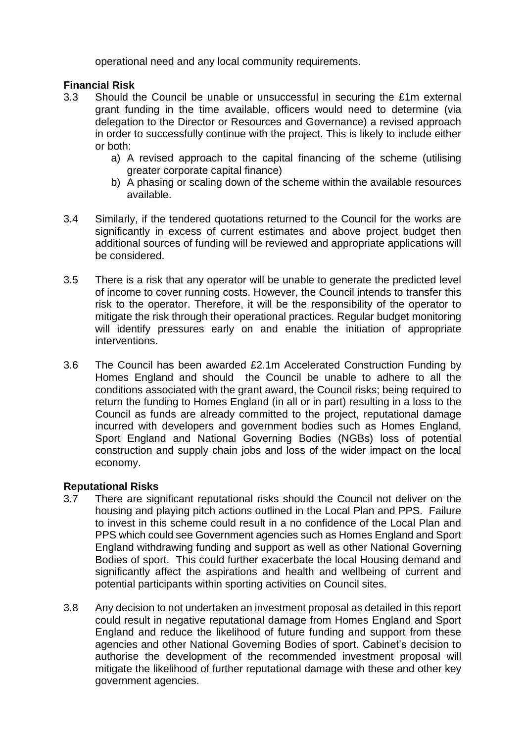operational need and any local community requirements.

**Financial Risk**

3.3 Should the Council be unable or unsuccessful in securing the £1m external grant funding in the time available, officers would need to determine (via delegation to the Director or Resources and Governance) a revised approach in order to successfully continue with the project. This is likely to include either or both:

   a) A revised approach to the capital financing of the scheme (utilising greater corporate capital finance)
   b) A phasing or scaling down of the scheme within the available resources available.

3.4 Similarly, if the tendered quotations returned to the Council for the works are significantly in excess of current estimates and above project budget then additional sources of funding will be reviewed and appropriate applications will be considered.

3.5 There is a risk that any operator will be unable to generate the predicted level of income to cover running costs. However, the Council intends to transfer this risk to the operator. Therefore, it will be the responsibility of the operator to mitigate the risk through their operational practices. Regular budget monitoring will identify pressures early on and enable the initiation of appropriate interventions.

3.6 The Council has been awarded £2.1m Accelerated Construction Funding by Homes England and should the Council be unable to adhere to all the conditions associated with the grant award, the Council risks; being required to return the funding to Homes England (in all or in part) resulting in a loss to the Council as funds are already committed to the project, reputational damage incurred with developers and government bodies such as Homes England, Sport England and National Governing Bodies (NGBs) loss of potential construction and supply chain jobs and loss of the wider impact on the local economy.

**Reputational Risks**

3.7 There are significant reputational risks should the Council not deliver on the housing and playing pitch actions outlined in the Local Plan and PPS. Failure to invest in this scheme could result in a no confidence of the Local Plan and PPS which could see Government agencies such as Homes England and Sport England withdrawing funding and support as well as other National Governing Bodies of sport. This could further exacerbate the local Housing demand and significantly affect the aspirations and health and wellbeing of current and potential participants within sporting activities on Council sites.

3.8 Any decision to not undertaken an investment proposal as detailed in this report could result in negative reputational damage from Homes England and Sport England and reduce the likelihood of future funding and support from these agencies and other National Governing Bodies of sport. Cabinet's decision to authorise the development of the recommended investment proposal will mitigate the likelihood of further reputational damage with these and other key government agencies.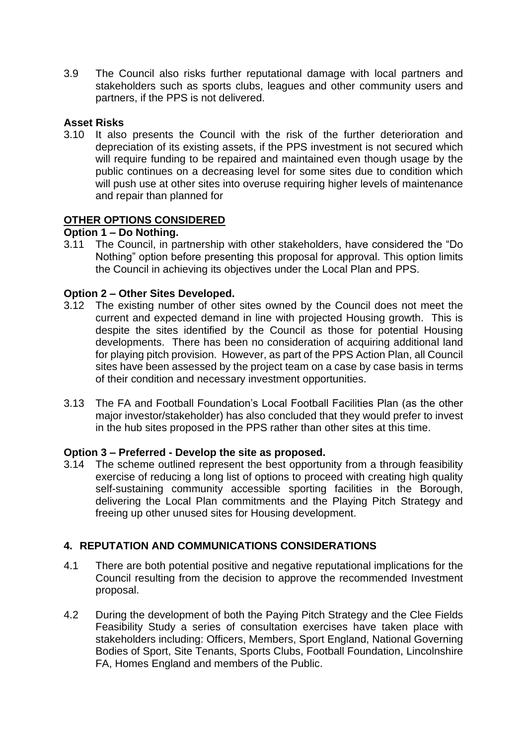3.9 The Council also risks further reputational damage with local partners and stakeholders such as sports clubs, leagues and other community users and partners, if the PPS is not delivered.

**Asset Risks**

3.10 It also presents the Council with the risk of the further deterioration and depreciation of its existing assets, if the PPS investment is not secured which will require funding to be repaired and maintained even though usage by the public continues on a decreasing level for some sites due to condition which will push use at other sites into overuse requiring higher levels of maintenance and repair than planned for

**OTHER OPTIONS CONSIDERED**

**Option 1 – Do Nothing.**

3.11 The Council, in partnership with other stakeholders, have considered the "Do Nothing" option before presenting this proposal for approval. This option limits the Council in achieving its objectives under the Local Plan and PPS.

**Option 2 – Other Sites Developed.**

3.12 The existing number of other sites owned by the Council does not meet the current and expected demand in line with projected Housing growth. This is despite the sites identified by the Council as those for potential Housing developments. There has been no consideration of acquiring additional land for playing pitch provision. However, as part of the PPS Action Plan, all Council sites have been assessed by the project team on a case by case basis in terms of their condition and necessary investment opportunities.

3.13 The FA and Football Foundation's Local Football Facilities Plan (as the other major investor/stakeholder) has also concluded that they would prefer to invest in the hub sites proposed in the PPS rather than other sites at this time.

**Option 3 – Preferred - Develop the site as proposed.**

3.14 The scheme outlined represent the best opportunity from a through feasibility exercise of reducing a long list of options to proceed with creating high quality self-sustaining community accessible sporting facilities in the Borough, delivering the Local Plan commitments and the Playing Pitch Strategy and freeing up other unused sites for Housing development.

## 4. REPUTATION AND COMMUNICATIONS CONSIDERATIONS

4.1 There are both potential positive and negative reputational implications for the Council resulting from the decision to approve the recommended Investment proposal.

4.2 During the development of both the Paying Pitch Strategy and the Clee Fields Feasibility Study a series of consultation exercises have taken place with stakeholders including: Officers, Members, Sport England, National Governing Bodies of Sport, Site Tenants, Sports Clubs, Football Foundation, Lincolnshire FA, Homes England and members of the Public.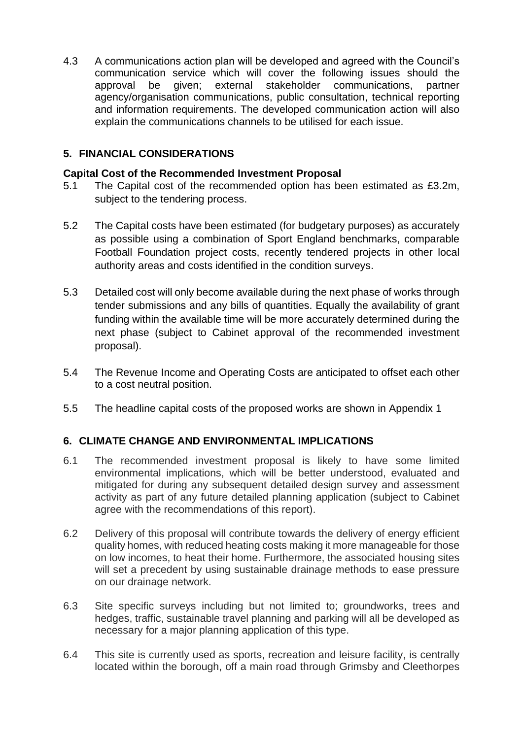4.3 A communications action plan will be developed and agreed with the Council's communication service which will cover the following issues should the approval be given; external stakeholder communications, partner agency/organisation communications, public consultation, technical reporting and information requirements. The developed communication action will also explain the communications channels to be utilised for each issue.

## 5. FINANCIAL CONSIDERATIONS

**Capital Cost of the Recommended Investment Proposal**

5.1 The Capital cost of the recommended option has been estimated as £3.2m, subject to the tendering process.

5.2 The Capital costs have been estimated (for budgetary purposes) as accurately as possible using a combination of Sport England benchmarks, comparable Football Foundation project costs, recently tendered projects in other local authority areas and costs identified in the condition surveys.

5.3 Detailed cost will only become available during the next phase of works through tender submissions and any bills of quantities. Equally the availability of grant funding within the available time will be more accurately determined during the next phase (subject to Cabinet approval of the recommended investment proposal).

5.4 The Revenue Income and Operating Costs are anticipated to offset each other to a cost neutral position.

5.5 The headline capital costs of the proposed works are shown in Appendix 1

## 6. CLIMATE CHANGE AND ENVIRONMENTAL IMPLICATIONS

6.1 The recommended investment proposal is likely to have some limited environmental implications, which will be better understood, evaluated and mitigated for during any subsequent detailed design survey and assessment activity as part of any future detailed planning application (subject to Cabinet agree with the recommendations of this report).

6.2 Delivery of this proposal will contribute towards the delivery of energy efficient quality homes, with reduced heating costs making it more manageable for those on low incomes, to heat their home. Furthermore, the associated housing sites will set a precedent by using sustainable drainage methods to ease pressure on our drainage network.

6.3 Site specific surveys including but not limited to; groundworks, trees and hedges, traffic, sustainable travel planning and parking will all be developed as necessary for a major planning application of this type.

6.4 This site is currently used as sports, recreation and leisure facility, is centrally located within the borough, off a main road through Grimsby and Cleethorpes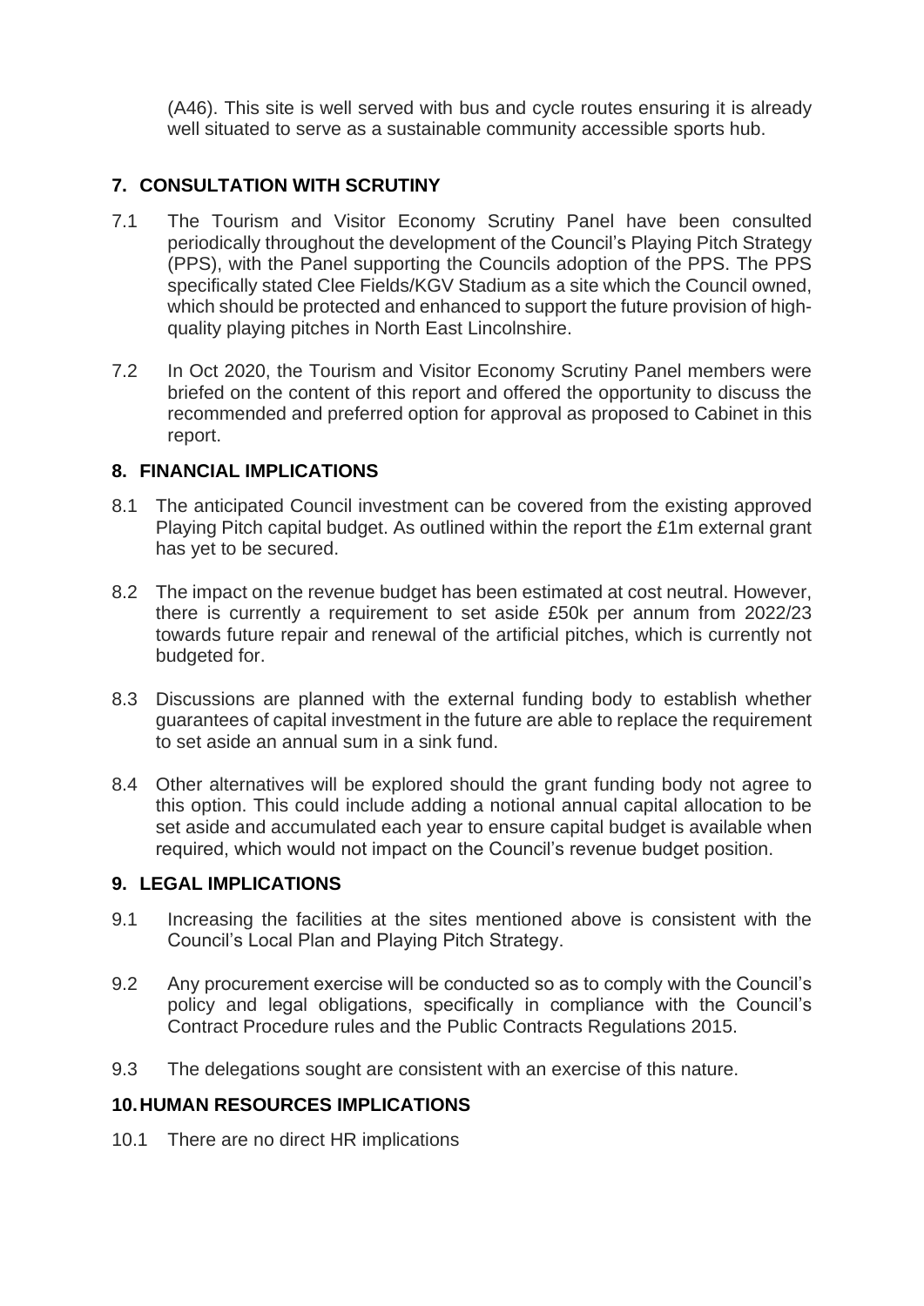(A46). This site is well served with bus and cycle routes ensuring it is already well situated to serve as a sustainable community accessible sports hub.

## 7. CONSULTATION WITH SCRUTINY

7.1 The Tourism and Visitor Economy Scrutiny Panel have been consulted periodically throughout the development of the Council's Playing Pitch Strategy (PPS), with the Panel supporting the Councils adoption of the PPS. The PPS specifically stated Clee Fields/KGV Stadium as a site which the Council owned, which should be protected and enhanced to support the future provision of high-quality playing pitches in North East Lincolnshire.

7.2 In Oct 2020, the Tourism and Visitor Economy Scrutiny Panel members were briefed on the content of this report and offered the opportunity to discuss the recommended and preferred option for approval as proposed to Cabinet in this report.

## 8. FINANCIAL IMPLICATIONS

8.1 The anticipated Council investment can be covered from the existing approved Playing Pitch capital budget. As outlined within the report the £1m external grant has yet to be secured.

8.2 The impact on the revenue budget has been estimated at cost neutral. However, there is currently a requirement to set aside £50k per annum from 2022/23 towards future repair and renewal of the artificial pitches, which is currently not budgeted for.

8.3 Discussions are planned with the external funding body to establish whether guarantees of capital investment in the future are able to replace the requirement to set aside an annual sum in a sink fund.

8.4 Other alternatives will be explored should the grant funding body not agree to this option. This could include adding a notional annual capital allocation to be set aside and accumulated each year to ensure capital budget is available when required, which would not impact on the Council's revenue budget position.

## 9. LEGAL IMPLICATIONS

9.1 Increasing the facilities at the sites mentioned above is consistent with the Council's Local Plan and Playing Pitch Strategy.

9.2 Any procurement exercise will be conducted so as to comply with the Council's policy and legal obligations, specifically in compliance with the Council's Contract Procedure rules and the Public Contracts Regulations 2015.

9.3 The delegations sought are consistent with an exercise of this nature.

## 10. HUMAN RESOURCES IMPLICATIONS

10.1 There are no direct HR implications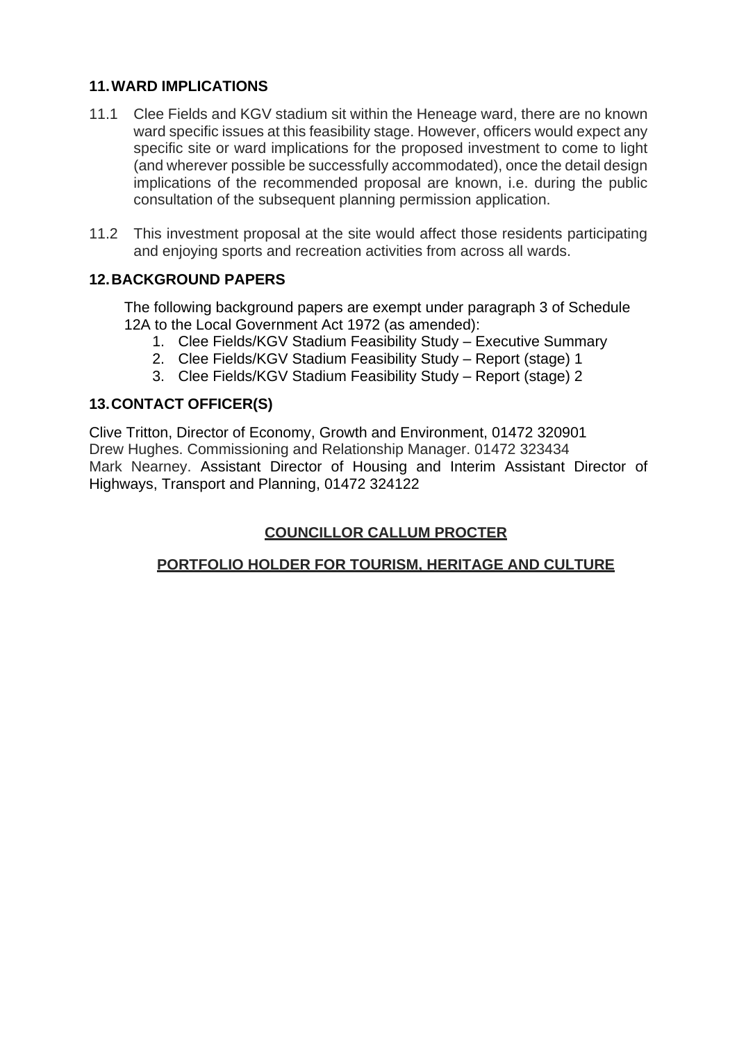## 11. WARD IMPLICATIONS

11.1 Clee Fields and KGV stadium sit within the Heneage ward, there are no known ward specific issues at this feasibility stage. However, officers would expect any specific site or ward implications for the proposed investment to come to light (and wherever possible be successfully accommodated), once the detail design implications of the recommended proposal are known, i.e. during the public consultation of the subsequent planning permission application.

11.2 This investment proposal at the site would affect those residents participating and enjoying sports and recreation activities from across all wards.

## 12. BACKGROUND PAPERS

The following background papers are exempt under paragraph 3 of Schedule 12A to the Local Government Act 1972 (as amended):

1. Clee Fields/KGV Stadium Feasibility Study – Executive Summary
2. Clee Fields/KGV Stadium Feasibility Study – Report (stage) 1
3. Clee Fields/KGV Stadium Feasibility Study – Report (stage) 2

## 13. CONTACT OFFICER(S)

Clive Tritton, Director of Economy, Growth and Environment, 01472 320901
Drew Hughes. Commissioning and Relationship Manager. 01472 323434
Mark Nearney. Assistant Director of Housing and Interim Assistant Director of Highways, Transport and Planning, 01472 324122

**COUNCILLOR CALLUM PROCTER**

**PORTFOLIO HOLDER FOR TOURISM, HERITAGE AND CULTURE**